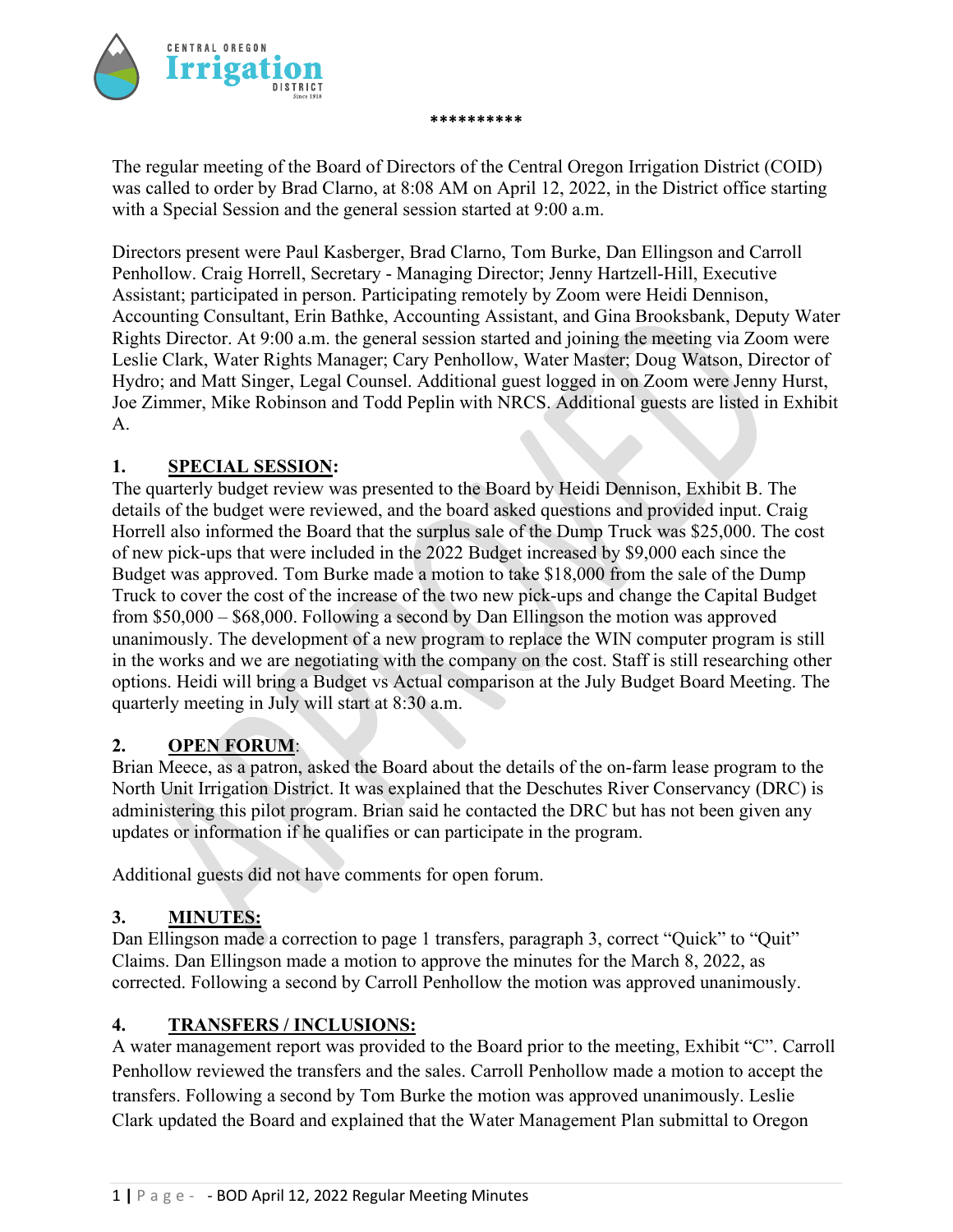**********

The regular meeting of the Board of Directors of the Central Oregon Irrigation District (COID) was called to order by Brad Clarno, at 8:08 AM on April 12, 2022, in the District office starting with a Special Session and the general session started at 9:00 a.m.

Directors present were Paul Kasberger, Brad Clarno, Tom Burke, Dan Ellingson and Carroll Penhollow. Craig Horrell, Secretary - Managing Director; Jenny Hartzell-Hill, Executive Assistant; participated in person. Participating remotely by Zoom were Heidi Dennison, Accounting Consultant, Erin Bathke, Accounting Assistant, and Gina Brooksbank, Deputy Water Rights Director. At 9:00 a.m. the general session started and joining the meeting via Zoom were Leslie Clark, Water Rights Manager; Cary Penhollow, Water Master; Doug Watson, Director of Hydro; and Matt Singer, Legal Counsel. Additional guest logged in on Zoom were Jenny Hurst, Joe Zimmer, Mike Robinson and Todd Peplin with NRCS. Additional guests are listed in Exhibit A.

## 1. SPECIAL SESSION:

The quarterly budget review was presented to the Board by Heidi Dennison, Exhibit B. The details of the budget were reviewed, and the board asked questions and provided input. Craig Horrell also informed the Board that the surplus sale of the Dump Truck was $25,000. The cost of new pick-ups that were included in the 2022 Budget increased by $9,000 each since the Budget was approved. Tom Burke made a motion to take $18,000 from the sale of the Dump Truck to cover the cost of the increase of the two new pick-ups and change the Capital Budget from $50,000 – $68,000. Following a second by Dan Ellingson the motion was approved unanimously. The development of a new program to replace the WIN computer program is still in the works and we are negotiating with the company on the cost. Staff is still researching other options. Heidi will bring a Budget vs Actual comparison at the July Budget Board Meeting. The quarterly meeting in July will start at 8:30 a.m.

## 2. OPEN FORUM:

Brian Meece, as a patron, asked the Board about the details of the on-farm lease program to the North Unit Irrigation District. It was explained that the Deschutes River Conservancy (DRC) is administering this pilot program. Brian said he contacted the DRC but has not been given any updates or information if he qualifies or can participate in the program.

Additional guests did not have comments for open forum.

## 3. MINUTES:

Dan Ellingson made a correction to page 1 transfers, paragraph 3, correct "Quick" to "Quit" Claims. Dan Ellingson made a motion to approve the minutes for the March 8, 2022, as corrected. Following a second by Carroll Penhollow the motion was approved unanimously.

## 4. TRANSFERS / INCLUSIONS:

A water management report was provided to the Board prior to the meeting, Exhibit "C". Carroll Penhollow reviewed the transfers and the sales. Carroll Penhollow made a motion to accept the transfers. Following a second by Tom Burke the motion was approved unanimously. Leslie Clark updated the Board and explained that the Water Management Plan submittal to Oregon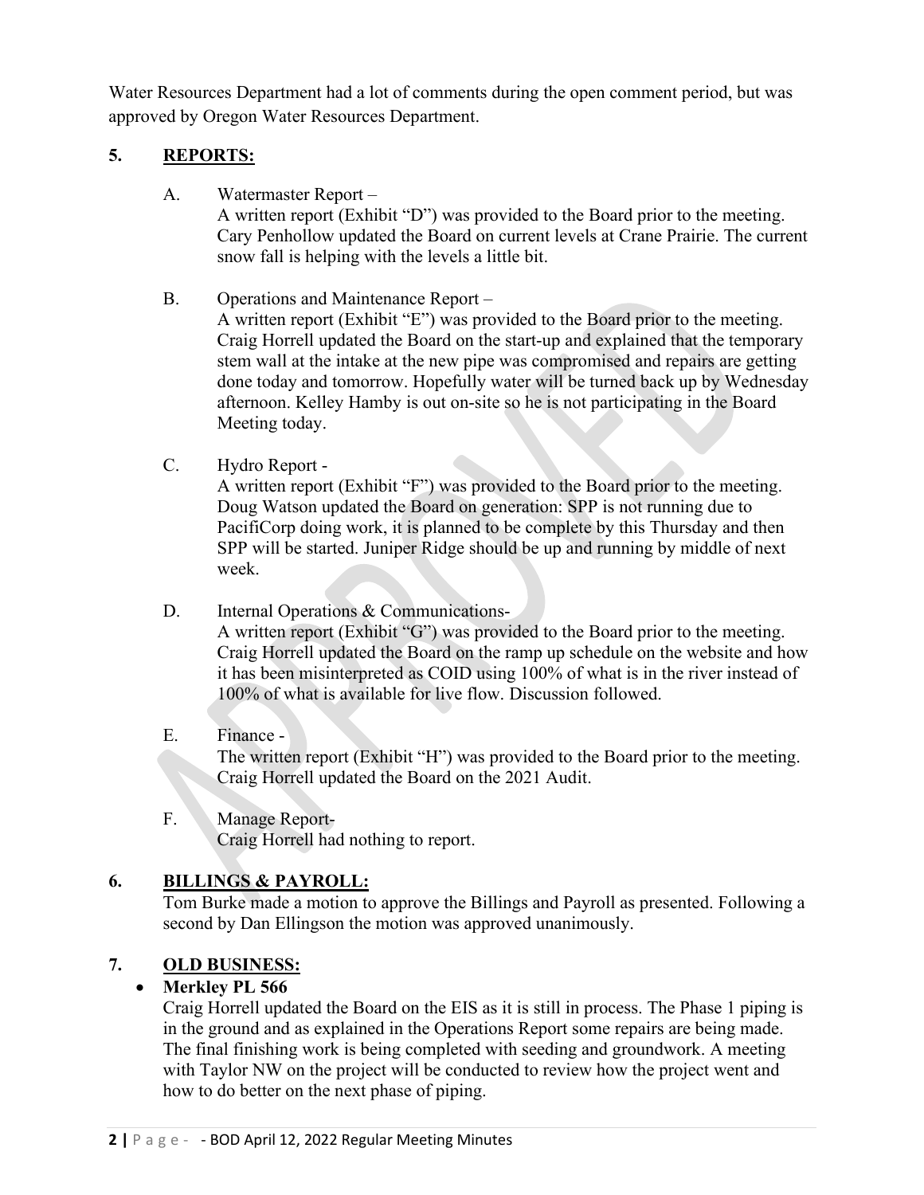Water Resources Department had a lot of comments during the open comment period, but was approved by Oregon Water Resources Department.

## 5. **REPORTS:**

A. Watermaster Report –
A written report (Exhibit "D") was provided to the Board prior to the meeting. Cary Penhollow updated the Board on current levels at Crane Prairie. The current snow fall is helping with the levels a little bit.

B. Operations and Maintenance Report –
A written report (Exhibit "E") was provided to the Board prior to the meeting. Craig Horrell updated the Board on the start-up and explained that the temporary stem wall at the intake at the new pipe was compromised and repairs are getting done today and tomorrow. Hopefully water will be turned back up by Wednesday afternoon. Kelley Hamby is out on-site so he is not participating in the Board Meeting today.

C. Hydro Report -
A written report (Exhibit "F") was provided to the Board prior to the meeting. Doug Watson updated the Board on generation: SPP is not running due to PacifiCorp doing work, it is planned to be complete by this Thursday and then SPP will be started. Juniper Ridge should be up and running by middle of next week.

D. Internal Operations & Communications-
A written report (Exhibit "G") was provided to the Board prior to the meeting. Craig Horrell updated the Board on the ramp up schedule on the website and how it has been misinterpreted as COID using 100% of what is in the river instead of 100% of what is available for live flow. Discussion followed.

E. Finance -
The written report (Exhibit "H") was provided to the Board prior to the meeting. Craig Horrell updated the Board on the 2021 Audit.

F. Manage Report-
Craig Horrell had nothing to report.

## 6. **BILLINGS & PAYROLL:**

Tom Burke made a motion to approve the Billings and Payroll as presented. Following a second by Dan Ellingson the motion was approved unanimously.

## 7. **OLD BUSINESS:**

- **Merkley PL 566**

Craig Horrell updated the Board on the EIS as it is still in process. The Phase 1 piping is in the ground and as explained in the Operations Report some repairs are being made. The final finishing work is being completed with seeding and groundwork. A meeting with Taylor NW on the project will be conducted to review how the project went and how to do better on the next phase of piping.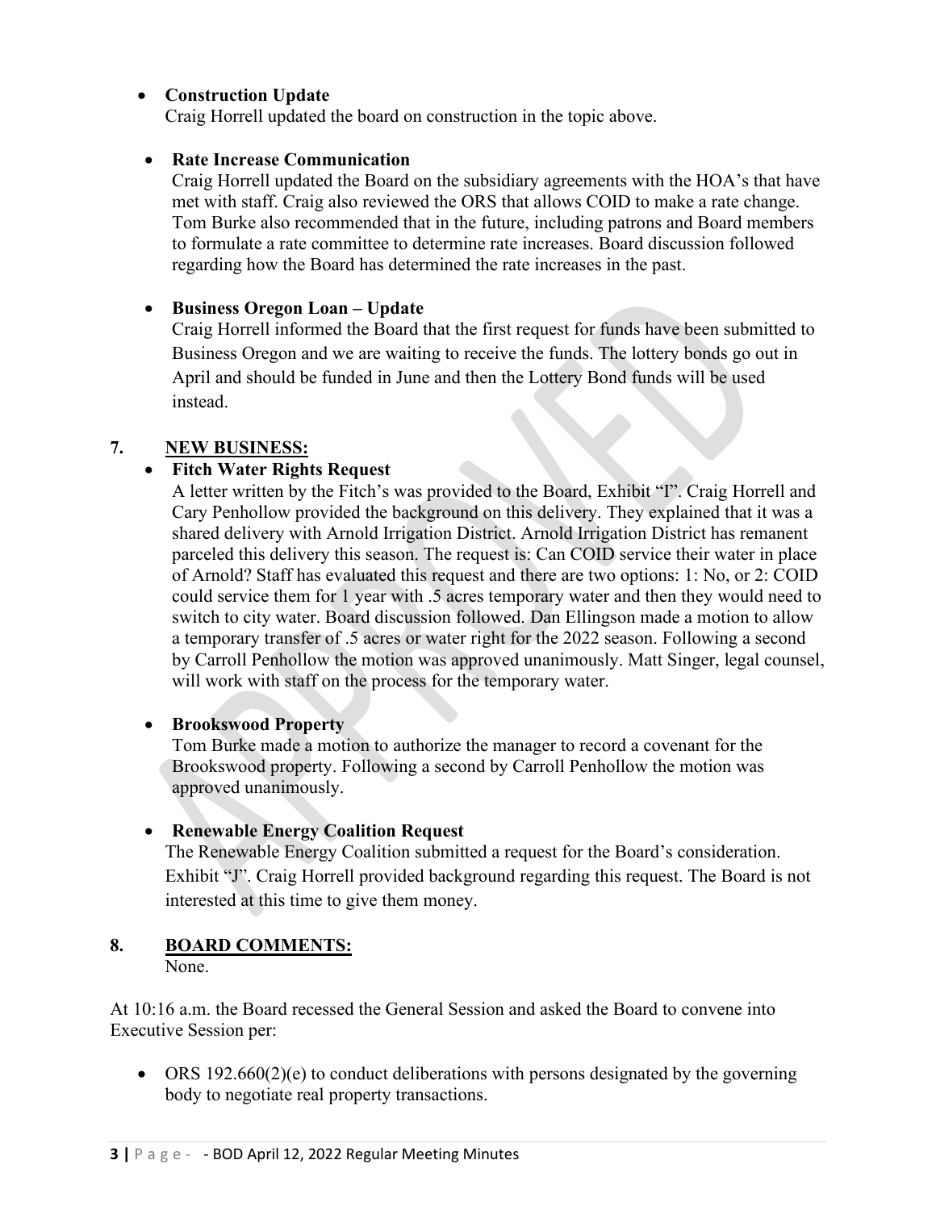- **Construction Update**
  Craig Horrell updated the board on construction in the topic above.

- **Rate Increase Communication**
  Craig Horrell updated the Board on the subsidiary agreements with the HOA's that have met with staff. Craig also reviewed the ORS that allows COID to make a rate change. Tom Burke also recommended that in the future, including patrons and Board members to formulate a rate committee to determine rate increases. Board discussion followed regarding how the Board has determined the rate increases in the past.

- **Business Oregon Loan – Update**
  Craig Horrell informed the Board that the first request for funds have been submitted to Business Oregon and we are waiting to receive the funds. The lottery bonds go out in April and should be funded in June and then the Lottery Bond funds will be used instead.

**7. NEW BUSINESS:**

- **Fitch Water Rights Request**
  A letter written by the Fitch's was provided to the Board, Exhibit "I". Craig Horrell and Cary Penhollow provided the background on this delivery. They explained that it was a shared delivery with Arnold Irrigation District. Arnold Irrigation District has remanent parceled this delivery this season. The request is: Can COID service their water in place of Arnold? Staff has evaluated this request and there are two options: 1: No, or 2: COID could service them for 1 year with .5 acres temporary water and then they would need to switch to city water. Board discussion followed. Dan Ellingson made a motion to allow a temporary transfer of .5 acres or water right for the 2022 season. Following a second by Carroll Penhollow the motion was approved unanimously. Matt Singer, legal counsel, will work with staff on the process for the temporary water.

- **Brookswood Property**
  Tom Burke made a motion to authorize the manager to record a covenant for the Brookswood property. Following a second by Carroll Penhollow the motion was approved unanimously.

- **Renewable Energy Coalition Request**
  The Renewable Energy Coalition submitted a request for the Board's consideration. Exhibit "J". Craig Horrell provided background regarding this request. The Board is not interested at this time to give them money.

**8. BOARD COMMENTS:**
None.

At 10:16 a.m. the Board recessed the General Session and asked the Board to convene into Executive Session per:

- ORS 192.660(2)(e) to conduct deliberations with persons designated by the governing body to negotiate real property transactions.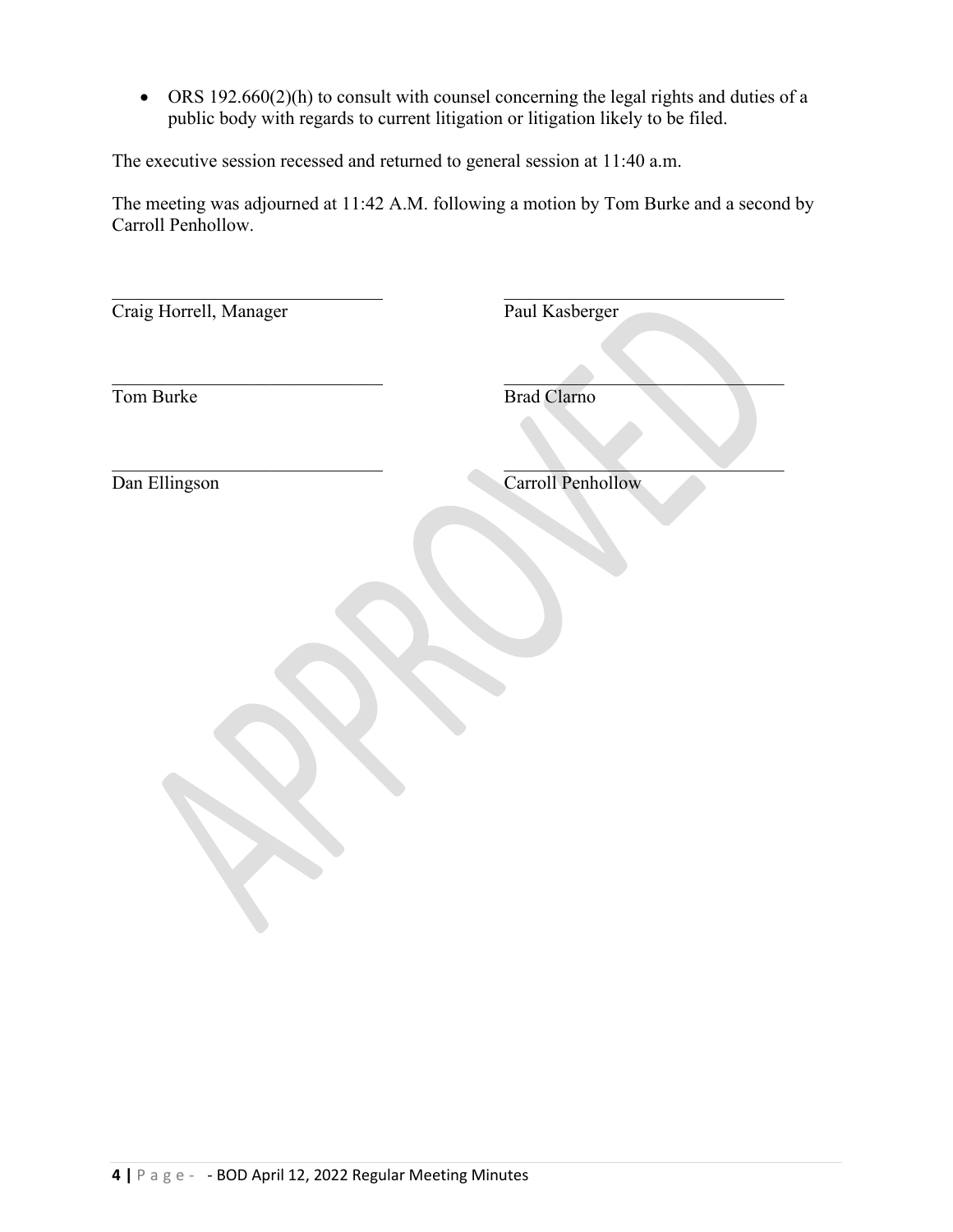- ORS 192.660(2)(h) to consult with counsel concerning the legal rights and duties of a public body with regards to current litigation or litigation likely to be filed.

The executive session recessed and returned to general session at 11:40 a.m.

The meeting was adjourned at 11:42 A.M. following a motion by Tom Burke and a second by Carroll Penhollow.

| | |
|---|---|
| Craig Horrell, Manager | Paul Kasberger |
| Tom Burke | Brad Clarno |
| Dan Ellingson | Carroll Penhollow |

APPROVED